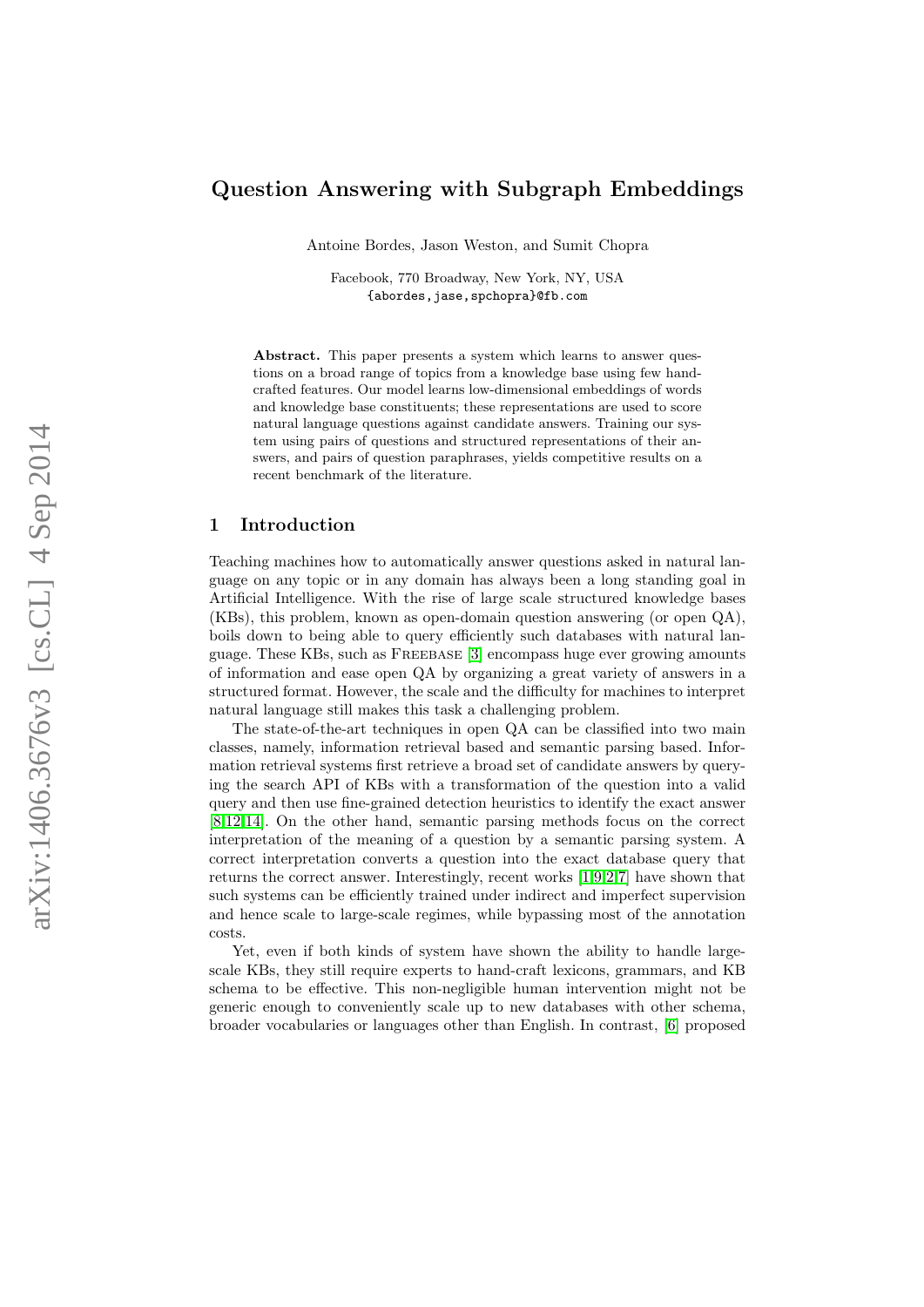# Question Answering with Subgraph Embeddings

Antoine Bordes, Jason Weston, and Sumit Chopra

Facebook, 770 Broadway, New York, NY, USA
{abordes,jase,spchopra}@fb.com

**Abstract.** This paper presents a system which learns to answer questions on a broad range of topics from a knowledge base using few hand-crafted features. Our model learns low-dimensional embeddings of words and knowledge base constituents; these representations are used to score natural language questions against candidate answers. Training our system using pairs of questions and structured representations of their answers, and pairs of question paraphrases, yields competitive results on a recent benchmark of the literature.

## 1 Introduction

Teaching machines how to automatically answer questions asked in natural language on any topic or in any domain has always been a long standing goal in Artificial Intelligence. With the rise of large scale structured knowledge bases (KBs), this problem, known as open-domain question answering (or open QA), boils down to being able to query efficiently such databases with natural language. These KBs, such as Freebase [3] encompass huge ever growing amounts of information and ease open QA by organizing a great variety of answers in a structured format. However, the scale and the difficulty for machines to interpret natural language still makes this task a challenging problem.

The state-of-the-art techniques in open QA can be classified into two main classes, namely, information retrieval based and semantic parsing based. Information retrieval systems first retrieve a broad set of candidate answers by querying the search API of KBs with a transformation of the question into a valid query and then use fine-grained detection heuristics to identify the exact answer [8,12,14]. On the other hand, semantic parsing methods focus on the correct interpretation of the meaning of a question by a semantic parsing system. A correct interpretation converts a question into the exact database query that returns the correct answer. Interestingly, recent works [1,9,2,7] have shown that such systems can be efficiently trained under indirect and imperfect supervision and hence scale to large-scale regimes, while bypassing most of the annotation costs.

Yet, even if both kinds of system have shown the ability to handle large-scale KBs, they still require experts to hand-craft lexicons, grammars, and KB schema to be effective. This non-negligible human intervention might not be generic enough to conveniently scale up to new databases with other schema, broader vocabularies or languages other than English. In contrast, [6] proposed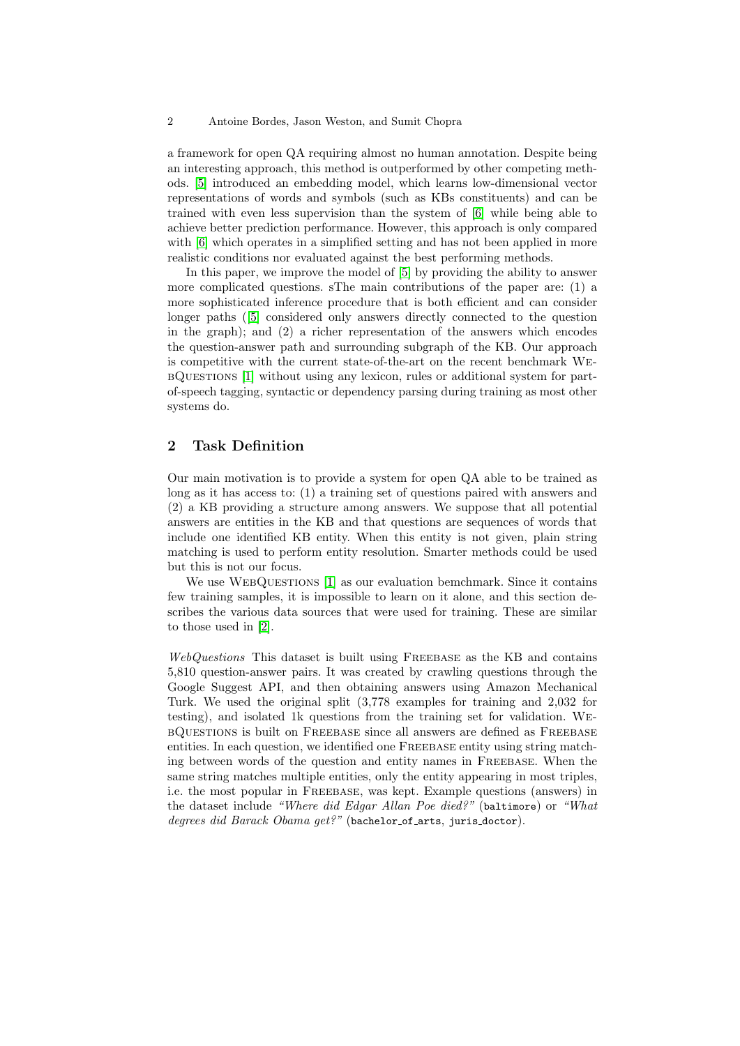a framework for open QA requiring almost no human annotation. Despite being an interesting approach, this method is outperformed by other competing methods. [5] introduced an embedding model, which learns low-dimensional vector representations of words and symbols (such as KBs constituents) and can be trained with even less supervision than the system of [6] while being able to achieve better prediction performance. However, this approach is only compared with [6] which operates in a simplified setting and has not been applied in more realistic conditions nor evaluated against the best performing methods.

In this paper, we improve the model of [5] by providing the ability to answer more complicated questions. sThe main contributions of the paper are: (1) a more sophisticated inference procedure that is both efficient and can consider longer paths ([5] considered only answers directly connected to the question in the graph); and (2) a richer representation of the answers which encodes the question-answer path and surrounding subgraph of the KB. Our approach is competitive with the current state-of-the-art on the recent benchmark WebQuestions [1] without using any lexicon, rules or additional system for part-of-speech tagging, syntactic or dependency parsing during training as most other systems do.

## 2 Task Definition

Our main motivation is to provide a system for open QA able to be trained as long as it has access to: (1) a training set of questions paired with answers and (2) a KB providing a structure among answers. We suppose that all potential answers are entities in the KB and that questions are sequences of words that include one identified KB entity. When this entity is not given, plain string matching is used to perform entity resolution. Smarter methods could be used but this is not our focus.

We use WebQuestions [1] as our evaluation bemchmark. Since it contains few training samples, it is impossible to learn on it alone, and this section describes the various data sources that were used for training. These are similar to those used in [2].

*WebQuestions* This dataset is built using Freebase as the KB and contains 5,810 question-answer pairs. It was created by crawling questions through the Google Suggest API, and then obtaining answers using Amazon Mechanical Turk. We used the original split (3,778 examples for training and 2,032 for testing), and isolated 1k questions from the training set for validation. WebQuestions is built on Freebase since all answers are defined as Freebase entities. In each question, we identified one Freebase entity using string matching between words of the question and entity names in Freebase. When the same string matches multiple entities, only the entity appearing in most triples, i.e. the most popular in Freebase, was kept. Example questions (answers) in the dataset include *"Where did Edgar Allan Poe died?"* (`baltimore`) or *"What degrees did Barack Obama get?"* (`bachelor_of_arts`, `juris_doctor`).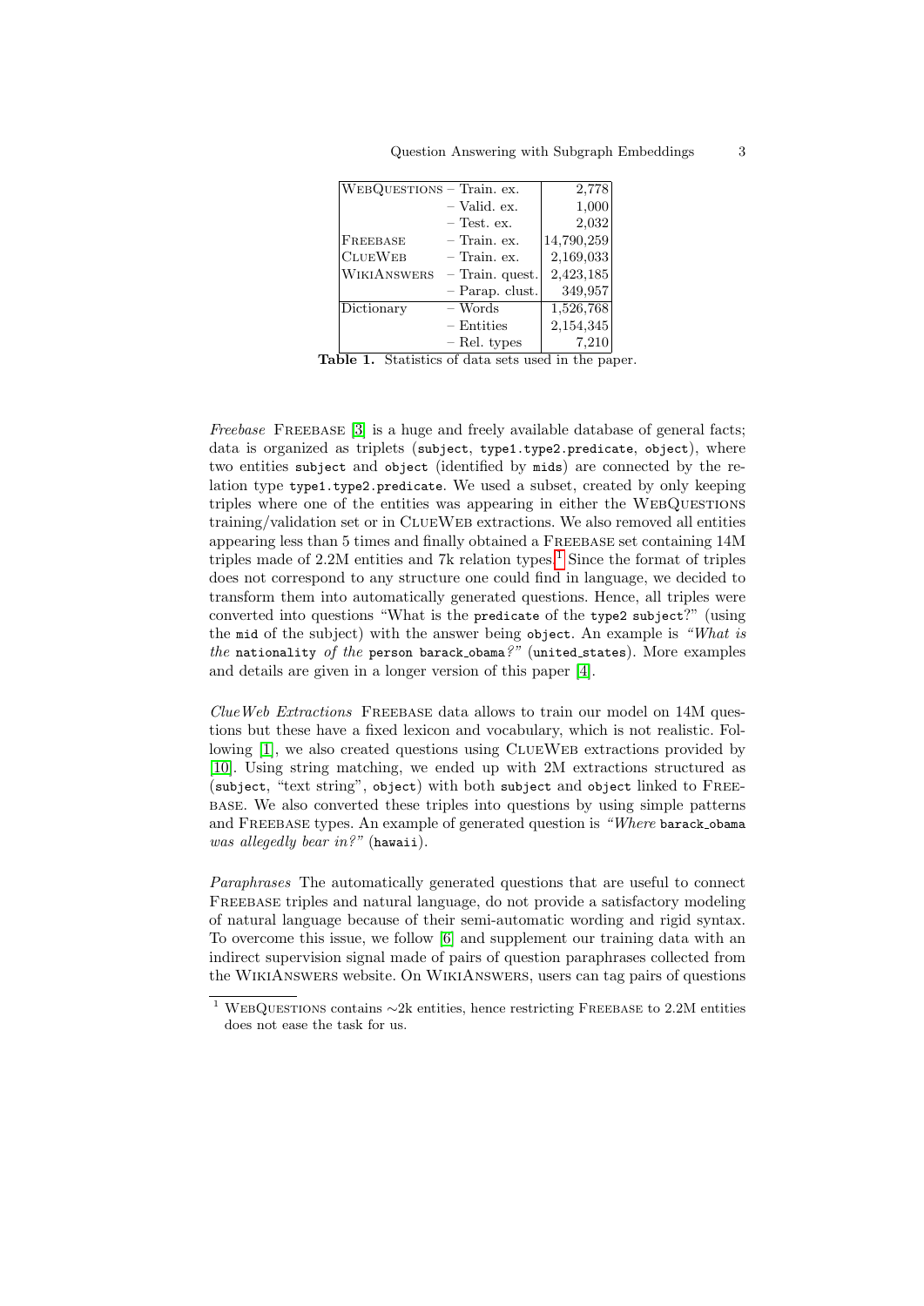| | | |
|---|---|---|
| WebQuestions | – Train. ex. | 2,778 |
| | – Valid. ex. | 1,000 |
| | – Test. ex. | 2,032 |
| Freebase | – Train. ex. | 14,790,259 |
| ClueWeb | – Train. ex. | 2,169,033 |
| WikiAnswers | – Train. quest. | 2,423,185 |
| | – Parap. clust. | 349,957 |
| Dictionary | – Words | 1,526,768 |
| | – Entities | 2,154,345 |
| | – Rel. types | 7,210 |

**Table 1.** Statistics of data sets used in the paper.

*Freebase* Freebase [3] is a huge and freely available database of general facts; data is organized as triplets (`subject`, `type1.type2.predicate`, `object`), where two entities `subject` and `object` (identified by `mids`) are connected by the relation type `type1.type2.predicate`. We used a subset, created by only keeping triples where one of the entities was appearing in either the WebQuestions training/validation set or in ClueWeb extractions. We also removed all entities appearing less than 5 times and finally obtained a Freebase set containing 14M triples made of 2.2M entities and 7k relation types.[1] Since the format of triples does not correspond to any structure one could find in language, we decided to transform them into automatically generated questions. Hence, all triples were converted into questions "What is the `predicate` of the `type2 subject`?" (using the `mid` of the subject) with the answer being `object`. An example is *"What is the* `nationality` *of the* `person barack_obama`*?"* (`united_states`). More examples and details are given in a longer version of this paper [4].

*ClueWeb Extractions* Freebase data allows to train our model on 14M questions but these have a fixed lexicon and vocabulary, which is not realistic. Following [1], we also created questions using ClueWeb extractions provided by [10]. Using string matching, we ended up with 2M extractions structured as (`subject`, "text string", `object`) with both `subject` and `object` linked to Freebase. We also converted these triples into questions by using simple patterns and Freebase types. An example of generated question is *"Where* `barack_obama` *was allegedly bear in?"* (`hawaii`).

*Paraphrases* The automatically generated questions that are useful to connect Freebase triples and natural language, do not provide a satisfactory modeling of natural language because of their semi-automatic wording and rigid syntax. To overcome this issue, we follow [6] and supplement our training data with an indirect supervision signal made of pairs of question paraphrases collected from the WikiAnswers website. On WikiAnswers, users can tag pairs of questions

[1] WebQuestions contains ~2k entities, hence restricting Freebase to 2.2M entities does not ease the task for us.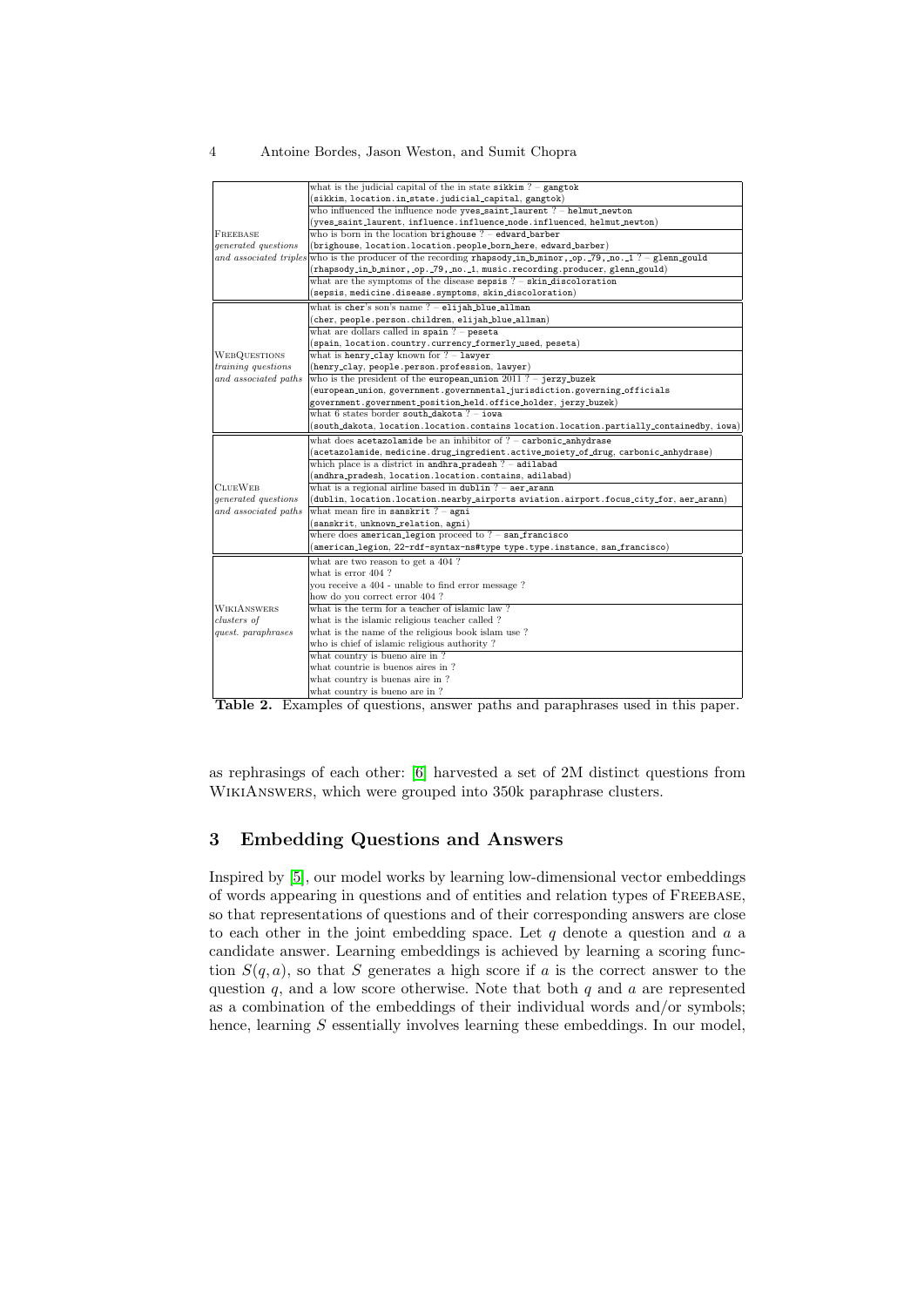| | |
|---|---|
| Freebase *generated questions and associated triples* | what is the judicial capital of the in state `sikkim` ? – `gangtok` |
| | (`sikkim`, `location.in_state.judicial_capital`, `gangtok`) |
| | who influenced the influence node `yves_saint_laurent` ? – `helmut_newton` |
| | (`yves_saint_laurent`, `influence.influence_node.influenced`, `helmut_newton`) |
| | who is born in the location `brighouse` ? – `edward_barber` |
| | (`brighouse`, `location.location.people_born_here`, `edward_barber`) |
| | who is the producer of the recording `rhapsody_in_b_minor,_op._79,_no._1` ? – `glenn_gould` |
| | (`rhapsody_in_b_minor,_op._79,_no._1`, `music.recording.producer`, `glenn_gould`) |
| | what are the symptoms of the disease `sepsis` ? – `skin_discoloration` |
| | (`sepsis`, `medicine.disease.symptoms`, `skin_discoloration`) |
| WebQuestions *training questions and associated paths* | what is `cher`'s son's name ? – `elijah_blue_allman` |
| | (`cher`, `people.person.children`, `elijah_blue_allman`) |
| | what are dollars called in `spain` ? – `peseta` |
| | (`spain`, `location.country.currency_formerly_used`, `peseta`) |
| | what is `henry_clay` known for ? – `lawyer` |
| | (`henry_clay`, `people.person.profession`, `lawyer`) |
| | who is the president of the `european_union` 2011 ? – `jerzy_buzek` |
| | (`european_union`, `government.governmental_jurisdiction.governing_officials` `government.government_position_held.office_holder`, `jerzy_buzek`) |
| | what 6 states border `south_dakota` ? – `iowa` |
| | (`south_dakota`, `location.location.contains location.location.partially_containedby`, `iowa`) |
| ClueWeb *generated questions and associated paths* | what does `acetazolamide` be an inhibitor of ? – `carbonic_anhydrase` |
| | (`acetazolamide`, `medicine.drug_ingredient.active_moiety_of_drug`, `carbonic_anhydrase`) |
| | which place is a district in `andhra_pradesh` ? – `adilabad` |
| | (`andhra_pradesh`, `location.location.contains`, `adilabad`) |
| | what is a regional airline based in `dublin` ? – `aer_arann` |
| | (`dublin`, `location.location.nearby_airports aviation.airport.focus_city_for`, `aer_arann`) |
| | what mean fire in `sanskrit` ? – `agni` |
| | (`sanskrit`, `unknown_relation`, `agni`) |
| | where does `american_legion` proceed to ? – `san_francisco` |
| | (`american_legion`, `22-rdf-syntax-ns#type type.type.instance`, `san_francisco`) |
| WikiAnswers *clusters of quest. paraphrases* | what are two reason to get a 404 ? |
| | what is error 404 ? |
| | you receive a 404 - unable to find error message ? |
| | how do you correct error 404 ? |
| | what is the term for a teacher of islamic law ? |
| | what is the islamic religious teacher called ? |
| | what is the name of the religious book islam use ? |
| | who is chief of islamic religious authority ? |
| | what country is bueno aire in ? |
| | what countrie is buenos aires in ? |
| | what country is buenas aire in ? |
| | what country is bueno are in ? |

**Table 2.** Examples of questions, answer paths and paraphrases used in this paper.

as rephrasings of each other: [6] harvested a set of 2M distinct questions from WikiAnswers, which were grouped into 350k paraphrase clusters.

## 3 Embedding Questions and Answers

Inspired by [5], our model works by learning low-dimensional vector embeddings of words appearing in questions and of entities and relation types of Freebase, so that representations of questions and of their corresponding answers are close to each other in the joint embedding space. Let $q$ denote a question and $a$ a candidate answer. Learning embeddings is achieved by learning a scoring function $S(q, a)$, so that $S$ generates a high score if $a$ is the correct answer to the question $q$, and a low score otherwise. Note that both $q$ and $a$ are represented as a combination of the embeddings of their individual words and/or symbols; hence, learning $S$ essentially involves learning these embeddings. In our model,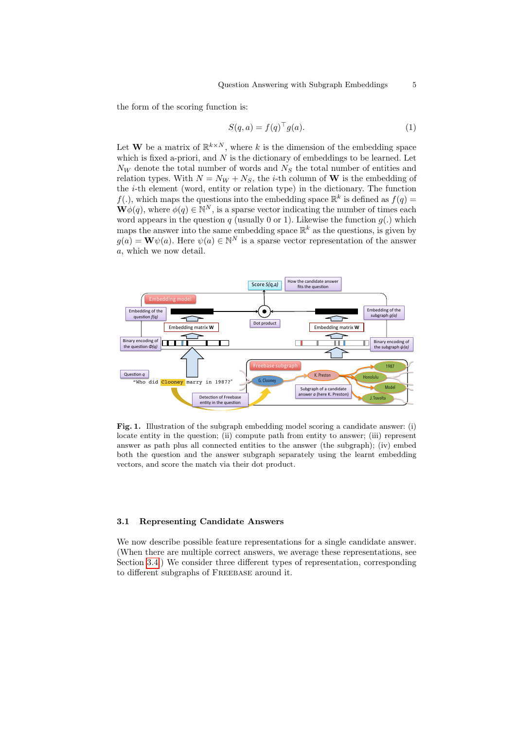the form of the scoring function is:

$$S(q,a) = f(q)^{\top} g(a). \tag{1}$$

Let $\mathbf{W}$ be a matrix of $\mathbb{R}^{k\times N}$, where $k$ is the dimension of the embedding space which is fixed a-priori, and $N$ is the dictionary of embeddings to be learned. Let $N_W$ denote the total number of words and $N_S$ the total number of entities and relation types. With $N = N_W + N_S$, the $i$-th column of $\mathbf{W}$ is the embedding of the $i$-th element (word, entity or relation type) in the dictionary. The function $f(.)$, which maps the questions into the embedding space $\mathbb{R}^k$ is defined as $f(q) = \mathbf{W}\phi(q)$, where $\phi(q) \in \mathbb{N}^N$, is a sparse vector indicating the number of times each word appears in the question $q$ (usually 0 or 1). Likewise the function $g(.)$ which maps the answer into the same embedding space $\mathbb{R}^k$ as the questions, is given by $g(a) = \mathbf{W}\psi(a)$. Here $\psi(a) \in \mathbb{N}^N$ is a sparse vector representation of the answer $a$, which we now detail.

**Fig. 1.** Illustration of the subgraph embedding model scoring a candidate answer: (i) locate entity in the question; (ii) compute path from entity to answer; (iii) represent answer as path plus all connected entities to the answer (the subgraph); (iv) embed both the question and the answer subgraph separately using the learnt embedding vectors, and score the match via their dot product.

### 3.1 Representing Candidate Answers

We now describe possible feature representations for a single candidate answer. (When there are multiple correct answers, we average these representations, see Section 3.4.) We consider three different types of representation, corresponding to different subgraphs of Freebase around it.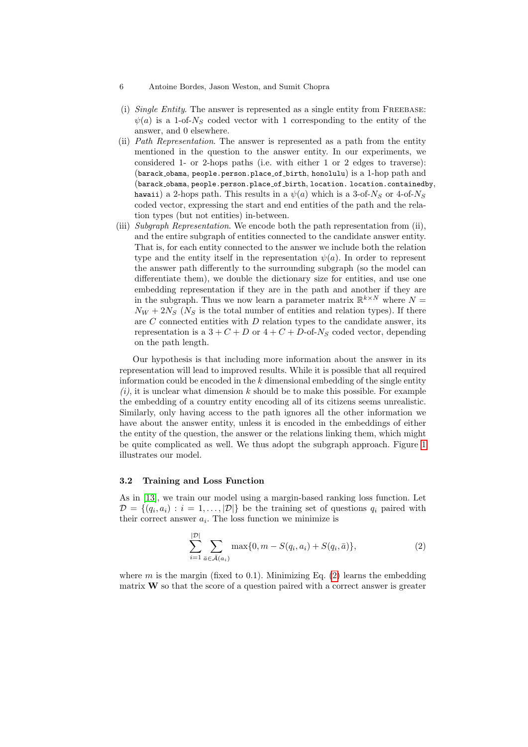(i) *Single Entity*. The answer is represented as a single entity from FREEBASE: $\psi(a)$ is a 1-of-$N_S$ coded vector with 1 corresponding to the entity of the answer, and 0 elsewhere.

(ii) *Path Representation*. The answer is represented as a path from the entity mentioned in the question to the answer entity. In our experiments, we considered 1- or 2-hops paths (i.e. with either 1 or 2 edges to traverse): (`barack_obama`, `people.person.place_of_birth`, `honolulu`) is a 1-hop path and (`barack_obama`, `people.person.place_of_birth`, `location. location.containedby`, `hawaii`) a 2-hops path. This results in a $\psi(a)$ which is a 3-of-$N_S$ or 4-of-$N_S$ coded vector, expressing the start and end entities of the path and the relation types (but not entities) in-between.

(iii) *Subgraph Representation*. We encode both the path representation from (ii), and the entire subgraph of entities connected to the candidate answer entity. That is, for each entity connected to the answer we include both the relation type and the entity itself in the representation $\psi(a)$. In order to represent the answer path differently to the surrounding subgraph (so the model can differentiate them), we double the dictionary size for entities, and use one embedding representation if they are in the path and another if they are in the subgraph. Thus we now learn a parameter matrix $\mathbb{R}^{k \times N}$ where $N = N_W + 2N_S$ ($N_S$ is the total number of entities and relation types). If there are $C$ connected entities with $D$ relation types to the candidate answer, its representation is a $3 + C + D$ or $4 + C + D$-of-$N_S$ coded vector, depending on the path length.

Our hypothesis is that including more information about the answer in its representation will lead to improved results. While it is possible that all required information could be encoded in the $k$ dimensional embedding of the single entity *(i)*, it is unclear what dimension $k$ should be to make this possible. For example the embedding of a country entity encoding all of its citizens seems unrealistic. Similarly, only having access to the path ignores all the other information we have about the answer entity, unless it is encoded in the embeddings of either the entity of the question, the answer or the relations linking them, which might be quite complicated as well. We thus adopt the subgraph approach. Figure 1 illustrates our model.

### 3.2 Training and Loss Function

As in [13], we train our model using a margin-based ranking loss function. Let $\mathcal{D} = \{(q_i, a_i) : i = 1, \ldots, |\mathcal{D}|\}$ be the training set of questions $q_i$ paired with their correct answer $a_i$. The loss function we minimize is

$$\sum_{i=1}^{|\mathcal{D}|} \sum_{\bar{a} \in \bar{\mathcal{A}}(a_i)} \max\{0, m - S(q_i, a_i) + S(q_i, \bar{a})\}, \tag{2}$$

where $m$ is the margin (fixed to 0.1). Minimizing Eq. (2) learns the embedding matrix $\mathbf{W}$ so that the score of a question paired with a correct answer is greater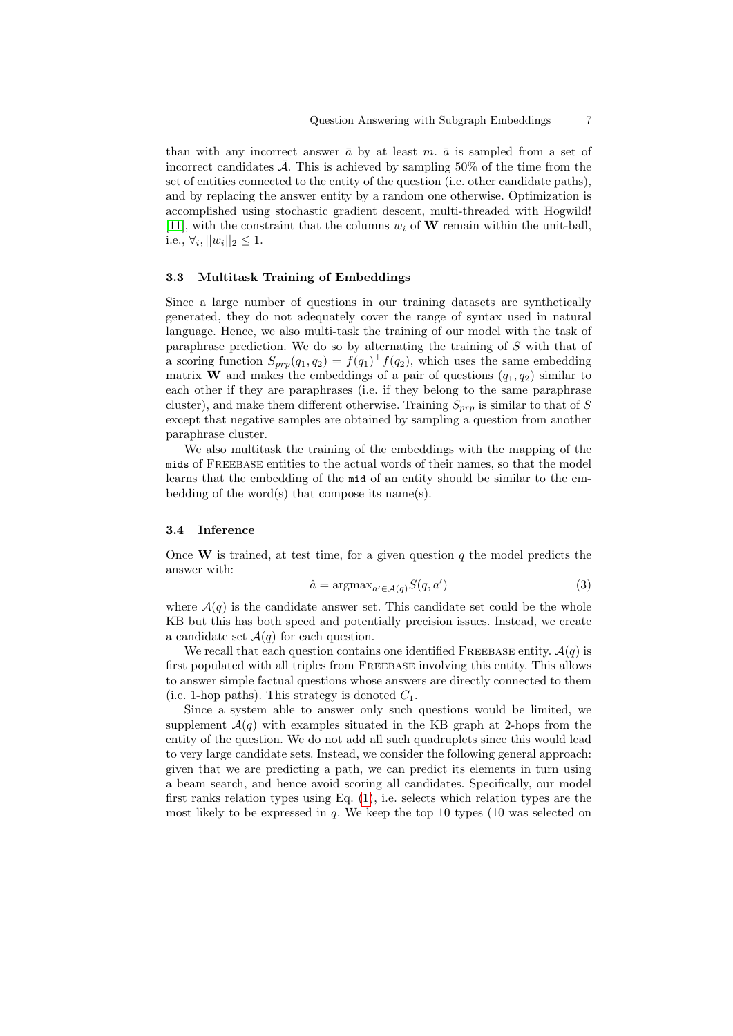than with any incorrect answer $\bar{a}$ by at least $m$. $\bar{a}$ is sampled from a set of incorrect candidates $\bar{\mathcal{A}}$. This is achieved by sampling 50% of the time from the set of entities connected to the entity of the question (i.e. other candidate paths), and by replacing the answer entity by a random one otherwise. Optimization is accomplished using stochastic gradient descent, multi-threaded with Hogwild! [11], with the constraint that the columns $w_i$ of $\mathbf{W}$ remain within the unit-ball, i.e., $\forall_i, ||w_i||_2 \leq 1$.

### 3.3 Multitask Training of Embeddings

Since a large number of questions in our training datasets are synthetically generated, they do not adequately cover the range of syntax used in natural language. Hence, we also multi-task the training of our model with the task of paraphrase prediction. We do so by alternating the training of $S$ with that of a scoring function $S_{prp}(q_1, q_2) = f(q_1)^\top f(q_2)$, which uses the same embedding matrix $\mathbf{W}$ and makes the embeddings of a pair of questions $(q_1, q_2)$ similar to each other if they are paraphrases (i.e. if they belong to the same paraphrase cluster), and make them different otherwise. Training $S_{prp}$ is similar to that of $S$ except that negative samples are obtained by sampling a question from another paraphrase cluster.

We also multitask the training of the embeddings with the mapping of the `mids` of Freebase entities to the actual words of their names, so that the model learns that the embedding of the `mid` of an entity should be similar to the embedding of the word(s) that compose its name(s).

### 3.4 Inference

Once $\mathbf{W}$ is trained, at test time, for a given question $q$ the model predicts the answer with:

$$\hat{a} = \text{argmax}_{a' \in \mathcal{A}(q)} S(q, a') \tag{3}$$

where $\mathcal{A}(q)$ is the candidate answer set. This candidate set could be the whole KB but this has both speed and potentially precision issues. Instead, we create a candidate set $\mathcal{A}(q)$ for each question.

We recall that each question contains one identified Freebase entity. $\mathcal{A}(q)$ is first populated with all triples from Freebase involving this entity. This allows to answer simple factual questions whose answers are directly connected to them (i.e. 1-hop paths). This strategy is denoted $C_1$.

Since a system able to answer only such questions would be limited, we supplement $\mathcal{A}(q)$ with examples situated in the KB graph at 2-hops from the entity of the question. We do not add all such quadruplets since this would lead to very large candidate sets. Instead, we consider the following general approach: given that we are predicting a path, we can predict its elements in turn using a beam search, and hence avoid scoring all candidates. Specifically, our model first ranks relation types using Eq. (1), i.e. selects which relation types are the most likely to be expressed in $q$. We keep the top 10 types (10 was selected on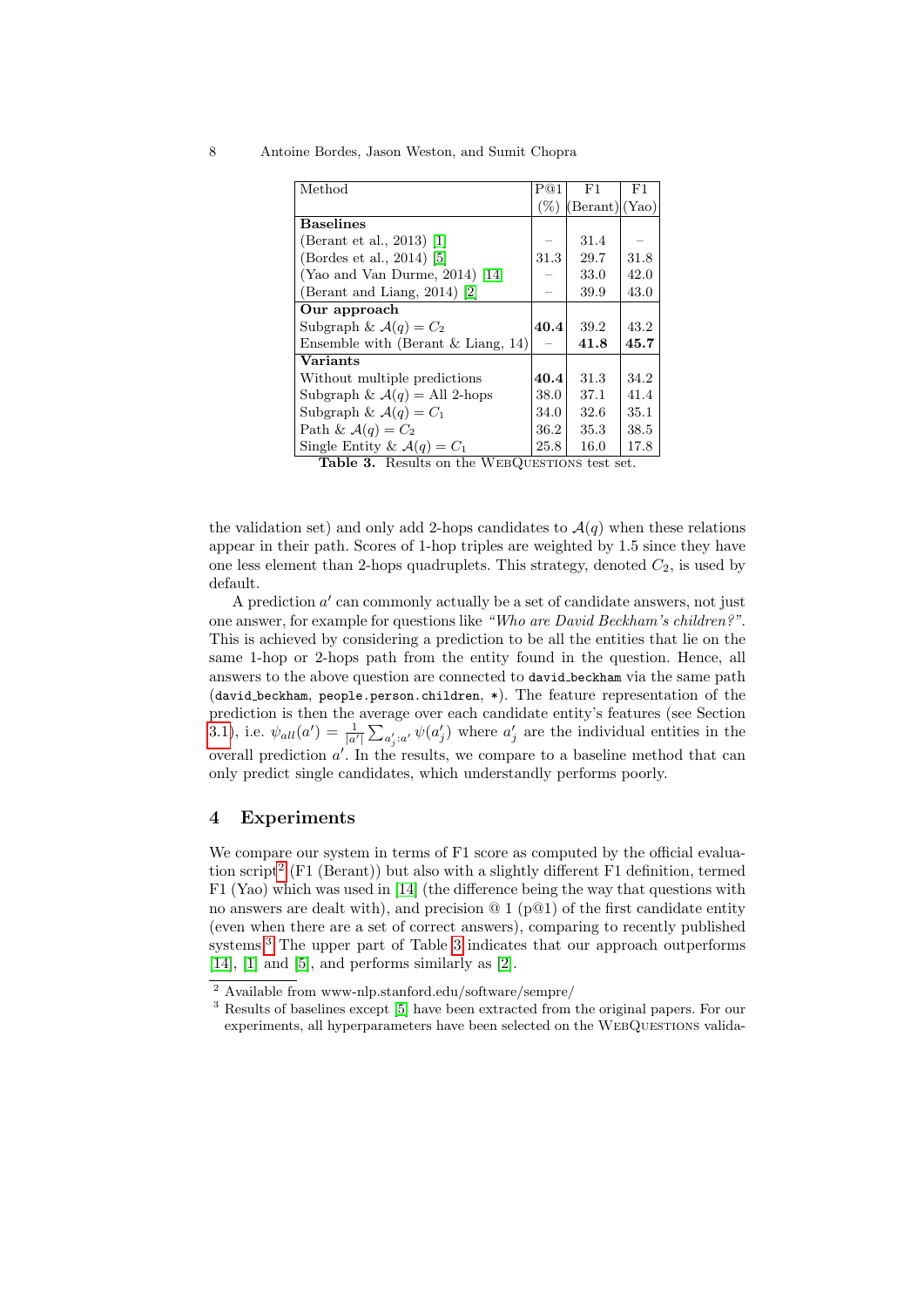| Method | P@1 (%) | F1 (Berant) | F1 (Yao) |
|---|---|---|---|
| **Baselines** | | | |
| (Berant et al., 2013) [1] | – | 31.4 | – |
| (Bordes et al., 2014) [5] | 31.3 | 29.7 | 31.8 |
| (Yao and Van Durme, 2014) [14] | – | 33.0 | 42.0 |
| (Berant and Liang, 2014) [2] | – | 39.9 | 43.0 |
| **Our approach** | | | |
| Subgraph & $\mathcal{A}(q) = C_2$ | **40.4** | 39.2 | 43.2 |
| Ensemble with (Berant & Liang, 14) | – | **41.8** | **45.7** |
| **Variants** | | | |
| Without multiple predictions | **40.4** | 31.3 | 34.2 |
| Subgraph & $\mathcal{A}(q)$ = All 2-hops | 38.0 | 37.1 | 41.4 |
| Subgraph & $\mathcal{A}(q) = C_1$ | 34.0 | 32.6 | 35.1 |
| Path & $\mathcal{A}(q) = C_2$ | 36.2 | 35.3 | 38.5 |
| Single Entity & $\mathcal{A}(q) = C_1$ | 25.8 | 16.0 | 17.8 |

**Table 3.** Results on the WebQuestions test set.

the validation set) and only add 2-hops candidates to $\mathcal{A}(q)$ when these relations appear in their path. Scores of 1-hop triples are weighted by 1.5 since they have one less element than 2-hops quadruplets. This strategy, denoted $C_2$, is used by default.

A prediction $a'$ can commonly actually be a set of candidate answers, not just one answer, for example for questions like *"Who are David Beckham's children?"*. This is achieved by considering a prediction to be all the entities that lie on the same 1-hop or 2-hops path from the entity found in the question. Hence, all answers to the above question are connected to `david_beckham` via the same path (`david_beckham`, `people.person.children`, *). The feature representation of the prediction is then the average over each candidate entity's features (see Section 3.1), i.e. $\psi_{all}(a') = \frac{1}{|a'|}\sum_{a'_j : a'} \psi(a'_j)$ where $a'_j$ are the individual entities in the overall prediction $a'$. In the results, we compare to a baseline method that can only predict single candidates, which understandly performs poorly.

## 4 Experiments

We compare our system in terms of F1 score as computed by the official evaluation script[2] (F1 (Berant)) but also with a slightly different F1 definition, termed F1 (Yao) which was used in [14] (the difference being the way that questions with no answers are dealt with), and precision @ 1 (p@1) of the first candidate entity (even when there are a set of correct answers), comparing to recently published systems.[3] The upper part of Table 3 indicates that our approach outperforms [14], [1] and [5], and performs similarly as [2].

[2] Available from www-nlp.stanford.edu/software/sempre/

[3] Results of baselines except [5] have been extracted from the original papers. For our experiments, all hyperparameters have been selected on the WebQuestions valida-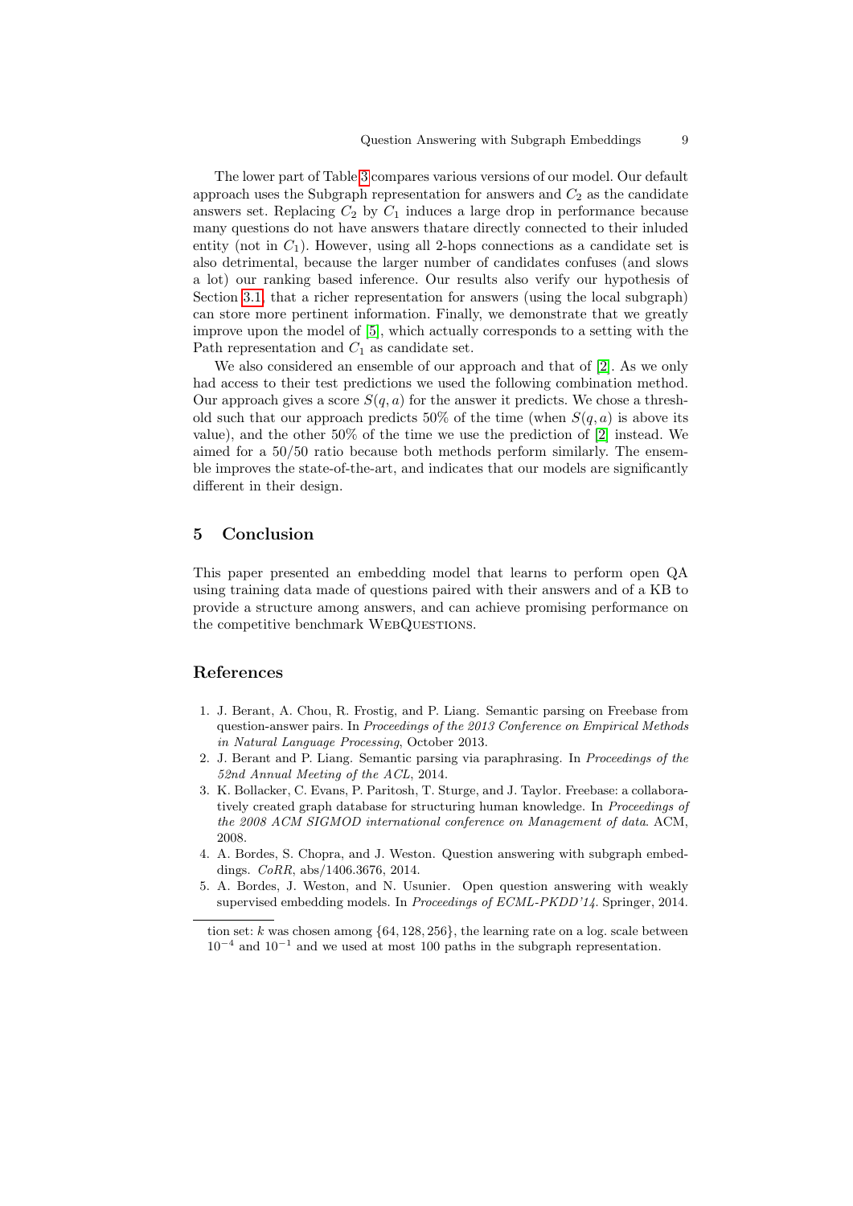The lower part of Table 3 compares various versions of our model. Our default approach uses the Subgraph representation for answers and $C_2$ as the candidate answers set. Replacing $C_2$ by $C_1$ induces a large drop in performance because many questions do not have answers thatare directly connected to their inluded entity (not in $C_1$). However, using all 2-hops connections as a candidate set is also detrimental, because the larger number of candidates confuses (and slows a lot) our ranking based inference. Our results also verify our hypothesis of Section 3.1, that a richer representation for answers (using the local subgraph) can store more pertinent information. Finally, we demonstrate that we greatly improve upon the model of [5], which actually corresponds to a setting with the Path representation and $C_1$ as candidate set.

We also considered an ensemble of our approach and that of [2]. As we only had access to their test predictions we used the following combination method. Our approach gives a score $S(q, a)$ for the answer it predicts. We chose a threshold such that our approach predicts 50% of the time (when $S(q, a)$ is above its value), and the other 50% of the time we use the prediction of [2] instead. We aimed for a 50/50 ratio because both methods perform similarly. The ensemble improves the state-of-the-art, and indicates that our models are significantly different in their design.

## 5 Conclusion

This paper presented an embedding model that learns to perform open QA using training data made of questions paired with their answers and of a KB to provide a structure among answers, and can achieve promising performance on the competitive benchmark WebQuestions.

## References

1. J. Berant, A. Chou, R. Frostig, and P. Liang. Semantic parsing on Freebase from question-answer pairs. In *Proceedings of the 2013 Conference on Empirical Methods in Natural Language Processing*, October 2013.
2. J. Berant and P. Liang. Semantic parsing via paraphrasing. In *Proceedings of the 52nd Annual Meeting of the ACL*, 2014.
3. K. Bollacker, C. Evans, P. Paritosh, T. Sturge, and J. Taylor. Freebase: a collaboratively created graph database for structuring human knowledge. In *Proceedings of the 2008 ACM SIGMOD international conference on Management of data*. ACM, 2008.
4. A. Bordes, S. Chopra, and J. Weston. Question answering with subgraph embeddings. *CoRR*, abs/1406.3676, 2014.
5. A. Bordes, J. Weston, and N. Usunier. Open question answering with weakly supervised embedding models. In *Proceedings of ECML-PKDD'14*. Springer, 2014.

---

tion set: $k$ was chosen among $\{64, 128, 256\}$, the learning rate on a log. scale between $10^{-4}$ and $10^{-1}$ and we used at most 100 paths in the subgraph representation.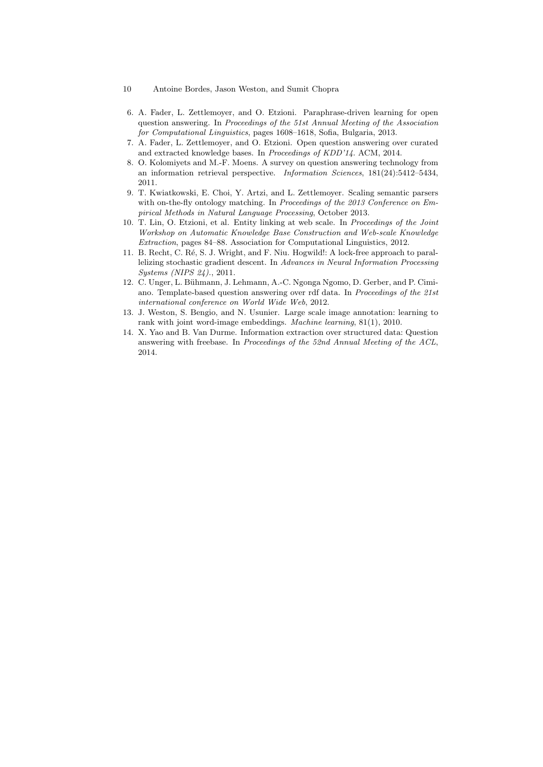6. A. Fader, L. Zettlemoyer, and O. Etzioni. Paraphrase-driven learning for open question answering. In *Proceedings of the 51st Annual Meeting of the Association for Computational Linguistics*, pages 1608–1618, Sofia, Bulgaria, 2013.
7. A. Fader, L. Zettlemoyer, and O. Etzioni. Open question answering over curated and extracted knowledge bases. In *Proceedings of KDD'14*. ACM, 2014.
8. O. Kolomiyets and M.-F. Moens. A survey on question answering technology from an information retrieval perspective. *Information Sciences*, 181(24):5412–5434, 2011.
9. T. Kwiatkowski, E. Choi, Y. Artzi, and L. Zettlemoyer. Scaling semantic parsers with on-the-fly ontology matching. In *Proceedings of the 2013 Conference on Empirical Methods in Natural Language Processing*, October 2013.
10. T. Lin, O. Etzioni, et al. Entity linking at web scale. In *Proceedings of the Joint Workshop on Automatic Knowledge Base Construction and Web-scale Knowledge Extraction*, pages 84–88. Association for Computational Linguistics, 2012.
11. B. Recht, C. Ré, S. J. Wright, and F. Niu. Hogwild!: A lock-free approach to parallelizing stochastic gradient descent. In *Advances in Neural Information Processing Systems (NIPS 24).*, 2011.
12. C. Unger, L. Bühmann, J. Lehmann, A.-C. Ngonga Ngomo, D. Gerber, and P. Cimiano. Template-based question answering over rdf data. In *Proceedings of the 21st international conference on World Wide Web*, 2012.
13. J. Weston, S. Bengio, and N. Usunier. Large scale image annotation: learning to rank with joint word-image embeddings. *Machine learning*, 81(1), 2010.
14. X. Yao and B. Van Durme. Information extraction over structured data: Question answering with freebase. In *Proceedings of the 52nd Annual Meeting of the ACL*, 2014.